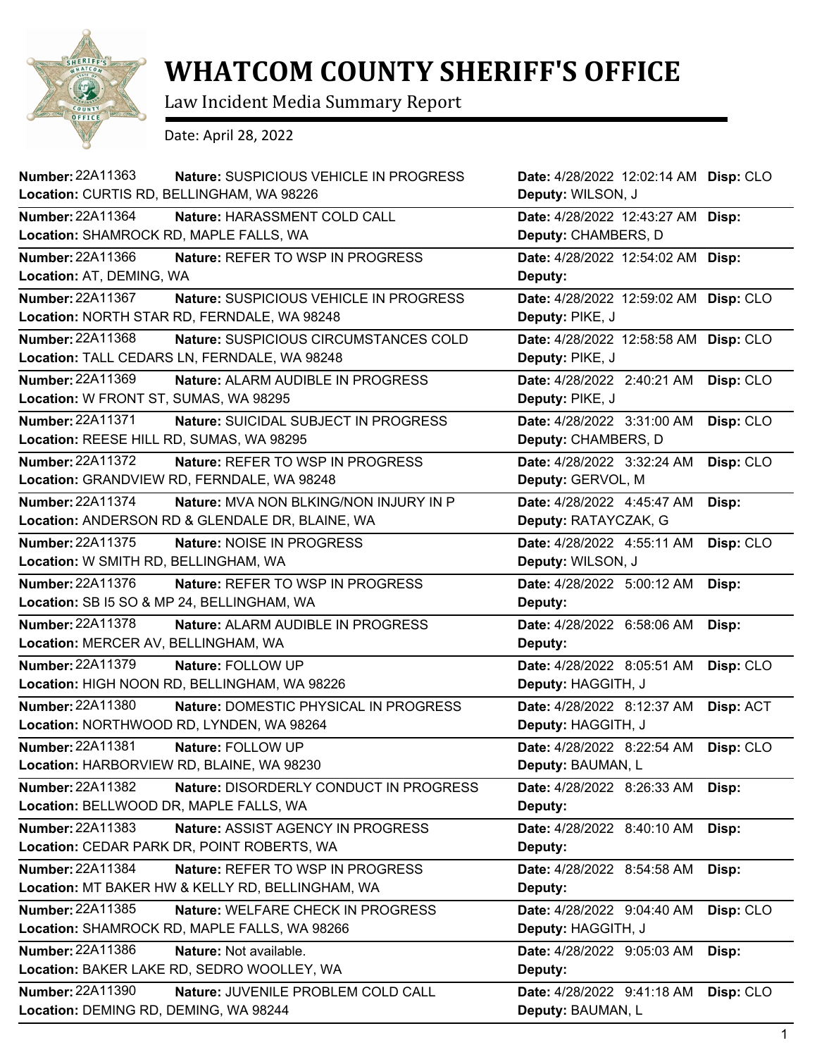# WHATCOM COUNTY SHERIFF'S OFFICE

Law Incident Media Summary Report

Date: April 28, 2022

| Number | Nature | Location | Date | Deputy | Disp |
|---|---|---|---|---|---|
| 22A11363 | SUSPICIOUS VEHICLE IN PROGRESS | CURTIS RD, BELLINGHAM, WA 98226 | 4/28/2022 12:02:14 AM | WILSON, J | CLO |
| 22A11364 | HARASSMENT COLD CALL | SHAMROCK RD, MAPLE FALLS, WA | 4/28/2022 12:43:27 AM | CHAMBERS, D | |
| 22A11366 | REFER TO WSP IN PROGRESS | AT, DEMING, WA | 4/28/2022 12:54:02 AM | | |
| 22A11367 | SUSPICIOUS VEHICLE IN PROGRESS | NORTH STAR RD, FERNDALE, WA 98248 | 4/28/2022 12:59:02 AM | PIKE, J | CLO |
| 22A11368 | SUSPICIOUS CIRCUMSTANCES COLD | TALL CEDARS LN, FERNDALE, WA 98248 | 4/28/2022 12:58:58 AM | PIKE, J | CLO |
| 22A11369 | ALARM AUDIBLE IN PROGRESS | W FRONT ST, SUMAS, WA 98295 | 4/28/2022 2:40:21 AM | PIKE, J | CLO |
| 22A11371 | SUICIDAL SUBJECT IN PROGRESS | REESE HILL RD, SUMAS, WA 98295 | 4/28/2022 3:31:00 AM | CHAMBERS, D | CLO |
| 22A11372 | REFER TO WSP IN PROGRESS | GRANDVIEW RD, FERNDALE, WA 98248 | 4/28/2022 3:32:24 AM | GERVOL, M | CLO |
| 22A11374 | MVA NON BLKING/NON INJURY IN P | ANDERSON RD & GLENDALE DR, BLAINE, WA | 4/28/2022 4:45:47 AM | RATAYCZAK, G | |
| 22A11375 | NOISE IN PROGRESS | W SMITH RD, BELLINGHAM, WA | 4/28/2022 4:55:11 AM | WILSON, J | CLO |
| 22A11376 | REFER TO WSP IN PROGRESS | SB I5 SO & MP 24, BELLINGHAM, WA | 4/28/2022 5:00:12 AM | | |
| 22A11378 | ALARM AUDIBLE IN PROGRESS | MERCER AV, BELLINGHAM, WA | 4/28/2022 6:58:06 AM | | |
| 22A11379 | FOLLOW UP | HIGH NOON RD, BELLINGHAM, WA 98226 | 4/28/2022 8:05:51 AM | HAGGITH, J | CLO |
| 22A11380 | DOMESTIC PHYSICAL IN PROGRESS | NORTHWOOD RD, LYNDEN, WA 98264 | 4/28/2022 8:12:37 AM | HAGGITH, J | ACT |
| 22A11381 | FOLLOW UP | HARBORVIEW RD, BLAINE, WA 98230 | 4/28/2022 8:22:54 AM | BAUMAN, L | CLO |
| 22A11382 | DISORDERLY CONDUCT IN PROGRESS | BELLWOOD DR, MAPLE FALLS, WA | 4/28/2022 8:26:33 AM | | |
| 22A11383 | ASSIST AGENCY IN PROGRESS | CEDAR PARK DR, POINT ROBERTS, WA | 4/28/2022 8:40:10 AM | | |
| 22A11384 | REFER TO WSP IN PROGRESS | MT BAKER HW & KELLY RD, BELLINGHAM, WA | 4/28/2022 8:54:58 AM | | |
| 22A11385 | WELFARE CHECK IN PROGRESS | SHAMROCK RD, MAPLE FALLS, WA 98266 | 4/28/2022 9:04:40 AM | HAGGITH, J | CLO |
| 22A11386 | Not available. | BAKER LAKE RD, SEDRO WOOLLEY, WA | 4/28/2022 9:05:03 AM | | |
| 22A11390 | JUVENILE PROBLEM COLD CALL | DEMING RD, DEMING, WA 98244 | 4/28/2022 9:41:18 AM | BAUMAN, L | CLO |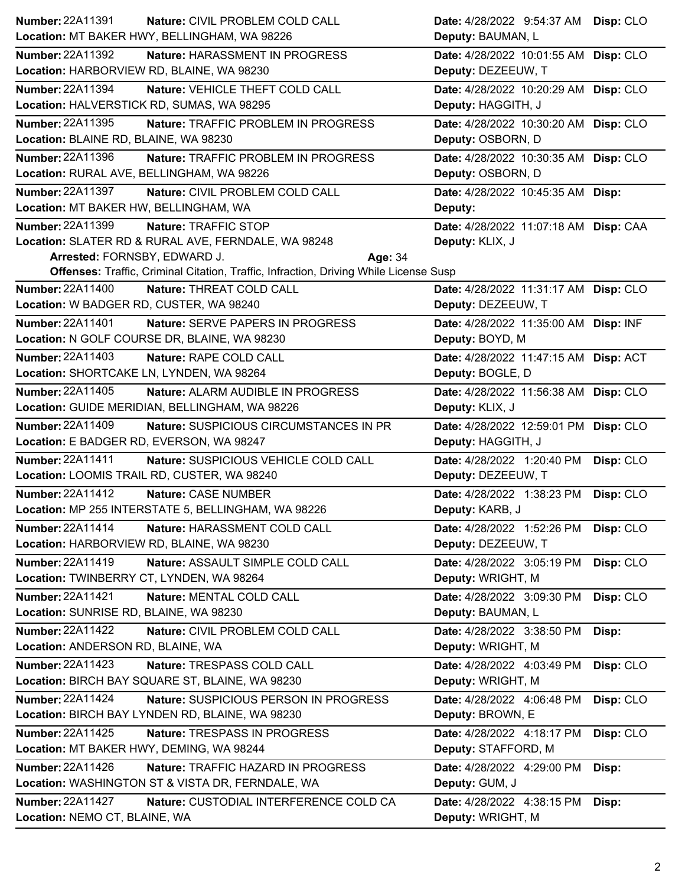**Number:** 22A11391 **Nature:** CIVIL PROBLEM COLD CALL **Date:** 4/28/2022 9:54:37 AM **Disp:** CLO
**Location:** MT BAKER HWY, BELLINGHAM, WA 98226 **Deputy:** BAUMAN, L

---

**Number:** 22A11392 **Nature:** HARASSMENT IN PROGRESS **Date:** 4/28/2022 10:01:55 AM **Disp:** CLO
**Location:** HARBORVIEW RD, BLAINE, WA 98230 **Deputy:** DEZEEUW, T

---

**Number:** 22A11394 **Nature:** VEHICLE THEFT COLD CALL **Date:** 4/28/2022 10:20:29 AM **Disp:** CLO
**Location:** HALVERSTICK RD, SUMAS, WA 98295 **Deputy:** HAGGITH, J

---

**Number:** 22A11395 **Nature:** TRAFFIC PROBLEM IN PROGRESS **Date:** 4/28/2022 10:30:20 AM **Disp:** CLO
**Location:** BLAINE RD, BLAINE, WA 98230 **Deputy:** OSBORN, D

---

**Number:** 22A11396 **Nature:** TRAFFIC PROBLEM IN PROGRESS **Date:** 4/28/2022 10:30:35 AM **Disp:** CLO
**Location:** RURAL AVE, BELLINGHAM, WA 98226 **Deputy:** OSBORN, D

---

**Number:** 22A11397 **Nature:** CIVIL PROBLEM COLD CALL **Date:** 4/28/2022 10:45:35 AM **Disp:**
**Location:** MT BAKER HW, BELLINGHAM, WA **Deputy:**

---

**Number:** 22A11399 **Nature:** TRAFFIC STOP **Date:** 4/28/2022 11:07:18 AM **Disp:** CAA
**Location:** SLATER RD & RURAL AVE, FERNDALE, WA 98248 **Deputy:** KLIX, J
**Arrested:** FORNSBY, EDWARD J. **Age:** 34
**Offenses:** Traffic, Criminal Citation, Traffic, Infraction, Driving While License Susp

---

**Number:** 22A11400 **Nature:** THREAT COLD CALL **Date:** 4/28/2022 11:31:17 AM **Disp:** CLO
**Location:** W BADGER RD, CUSTER, WA 98240 **Deputy:** DEZEEUW, T

---

**Number:** 22A11401 **Nature:** SERVE PAPERS IN PROGRESS **Date:** 4/28/2022 11:35:00 AM **Disp:** INF
**Location:** N GOLF COURSE DR, BLAINE, WA 98230 **Deputy:** BOYD, M

---

**Number:** 22A11403 **Nature:** RAPE COLD CALL **Date:** 4/28/2022 11:47:15 AM **Disp:** ACT
**Location:** SHORTCAKE LN, LYNDEN, WA 98264 **Deputy:** BOGLE, D

---

**Number:** 22A11405 **Nature:** ALARM AUDIBLE IN PROGRESS **Date:** 4/28/2022 11:56:38 AM **Disp:** CLO
**Location:** GUIDE MERIDIAN, BELLINGHAM, WA 98226 **Deputy:** KLIX, J

---

**Number:** 22A11409 **Nature:** SUSPICIOUS CIRCUMSTANCES IN PR **Date:** 4/28/2022 12:59:01 PM **Disp:** CLO
**Location:** E BADGER RD, EVERSON, WA 98247 **Deputy:** HAGGITH, J

---

**Number:** 22A11411 **Nature:** SUSPICIOUS VEHICLE COLD CALL **Date:** 4/28/2022 1:20:40 PM **Disp:** CLO
**Location:** LOOMIS TRAIL RD, CUSTER, WA 98240 **Deputy:** DEZEEUW, T

---

**Number:** 22A11412 **Nature:** CASE NUMBER **Date:** 4/28/2022 1:38:23 PM **Disp:** CLO
**Location:** MP 255 INTERSTATE 5, BELLINGHAM, WA 98226 **Deputy:** KARB, J

---

**Number:** 22A11414 **Nature:** HARASSMENT COLD CALL **Date:** 4/28/2022 1:52:26 PM **Disp:** CLO
**Location:** HARBORVIEW RD, BLAINE, WA 98230 **Deputy:** DEZEEUW, T

---

**Number:** 22A11419 **Nature:** ASSAULT SIMPLE COLD CALL **Date:** 4/28/2022 3:05:19 PM **Disp:** CLO
**Location:** TWINBERRY CT, LYNDEN, WA 98264 **Deputy:** WRIGHT, M

---

**Number:** 22A11421 **Nature:** MENTAL COLD CALL **Date:** 4/28/2022 3:09:30 PM **Disp:** CLO
**Location:** SUNRISE RD, BLAINE, WA 98230 **Deputy:** BAUMAN, L

---

**Number:** 22A11422 **Nature:** CIVIL PROBLEM COLD CALL **Date:** 4/28/2022 3:38:50 PM **Disp:**
**Location:** ANDERSON RD, BLAINE, WA **Deputy:** WRIGHT, M

---

**Number:** 22A11423 **Nature:** TRESPASS COLD CALL **Date:** 4/28/2022 4:03:49 PM **Disp:** CLO
**Location:** BIRCH BAY SQUARE ST, BLAINE, WA 98230 **Deputy:** WRIGHT, M

---

**Number:** 22A11424 **Nature:** SUSPICIOUS PERSON IN PROGRESS **Date:** 4/28/2022 4:06:48 PM **Disp:** CLO
**Location:** BIRCH BAY LYNDEN RD, BLAINE, WA 98230 **Deputy:** BROWN, E

---

**Number:** 22A11425 **Nature:** TRESPASS IN PROGRESS **Date:** 4/28/2022 4:18:17 PM **Disp:** CLO
**Location:** MT BAKER HWY, DEMING, WA 98244 **Deputy:** STAFFORD, M

---

**Number:** 22A11426 **Nature:** TRAFFIC HAZARD IN PROGRESS **Date:** 4/28/2022 4:29:00 PM **Disp:**
**Location:** WASHINGTON ST & VISTA DR, FERNDALE, WA **Deputy:** GUM, J

---

**Number:** 22A11427 **Nature:** CUSTODIAL INTERFERENCE COLD CA **Date:** 4/28/2022 4:38:15 PM **Disp:**
**Location:** NEMO CT, BLAINE, WA **Deputy:** WRIGHT, M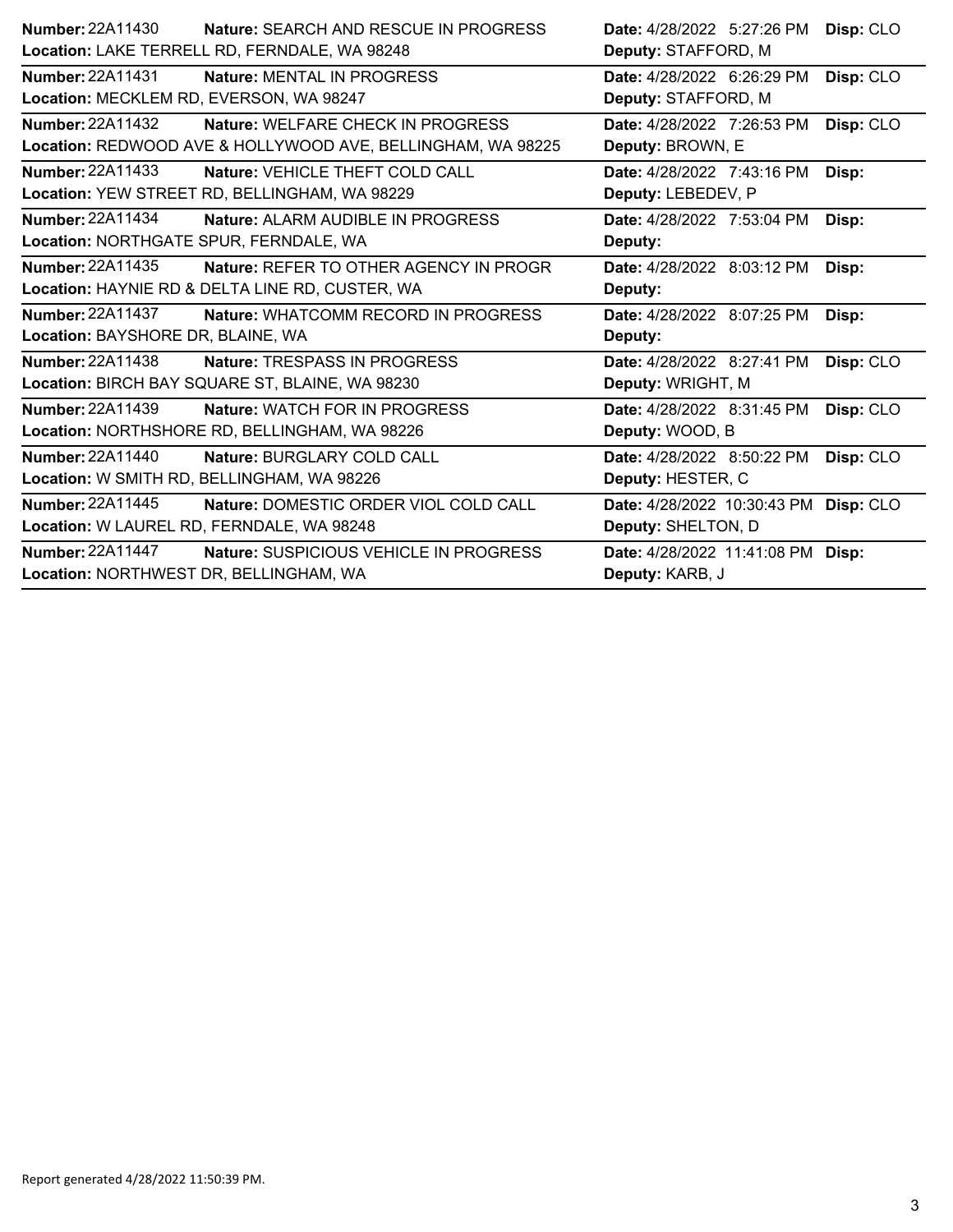**Number:** 22A11430 **Nature:** SEARCH AND RESCUE IN PROGRESS **Date:** 4/28/2022 5:27:26 PM **Disp:** CLO
**Location:** LAKE TERRELL RD, FERNDALE, WA 98248 **Deputy:** STAFFORD, M

**Number:** 22A11431 **Nature:** MENTAL IN PROGRESS **Date:** 4/28/2022 6:26:29 PM **Disp:** CLO
**Location:** MECKLEM RD, EVERSON, WA 98247 **Deputy:** STAFFORD, M

**Number:** 22A11432 **Nature:** WELFARE CHECK IN PROGRESS **Date:** 4/28/2022 7:26:53 PM **Disp:** CLO
**Location:** REDWOOD AVE & HOLLYWOOD AVE, BELLINGHAM, WA 98225 **Deputy:** BROWN, E

**Number:** 22A11433 **Nature:** VEHICLE THEFT COLD CALL **Date:** 4/28/2022 7:43:16 PM **Disp:**
**Location:** YEW STREET RD, BELLINGHAM, WA 98229 **Deputy:** LEBEDEV, P

**Number:** 22A11434 **Nature:** ALARM AUDIBLE IN PROGRESS **Date:** 4/28/2022 7:53:04 PM **Disp:**
**Location:** NORTHGATE SPUR, FERNDALE, WA **Deputy:**

**Number:** 22A11435 **Nature:** REFER TO OTHER AGENCY IN PROGR **Date:** 4/28/2022 8:03:12 PM **Disp:**
**Location:** HAYNIE RD & DELTA LINE RD, CUSTER, WA **Deputy:**

**Number:** 22A11437 **Nature:** WHATCOMM RECORD IN PROGRESS **Date:** 4/28/2022 8:07:25 PM **Disp:**
**Location:** BAYSHORE DR, BLAINE, WA **Deputy:**

**Number:** 22A11438 **Nature:** TRESPASS IN PROGRESS **Date:** 4/28/2022 8:27:41 PM **Disp:** CLO
**Location:** BIRCH BAY SQUARE ST, BLAINE, WA 98230 **Deputy:** WRIGHT, M

**Number:** 22A11439 **Nature:** WATCH FOR IN PROGRESS **Date:** 4/28/2022 8:31:45 PM **Disp:** CLO
**Location:** NORTHSHORE RD, BELLINGHAM, WA 98226 **Deputy:** WOOD, B

**Number:** 22A11440 **Nature:** BURGLARY COLD CALL **Date:** 4/28/2022 8:50:22 PM **Disp:** CLO
**Location:** W SMITH RD, BELLINGHAM, WA 98226 **Deputy:** HESTER, C

**Number:** 22A11445 **Nature:** DOMESTIC ORDER VIOL COLD CALL **Date:** 4/28/2022 10:30:43 PM **Disp:** CLO
**Location:** W LAUREL RD, FERNDALE, WA 98248 **Deputy:** SHELTON, D

**Number:** 22A11447 **Nature:** SUSPICIOUS VEHICLE IN PROGRESS **Date:** 4/28/2022 11:41:08 PM **Disp:**
**Location:** NORTHWEST DR, BELLINGHAM, WA **Deputy:** KARB, J

Report generated 4/28/2022 11:50:39 PM.